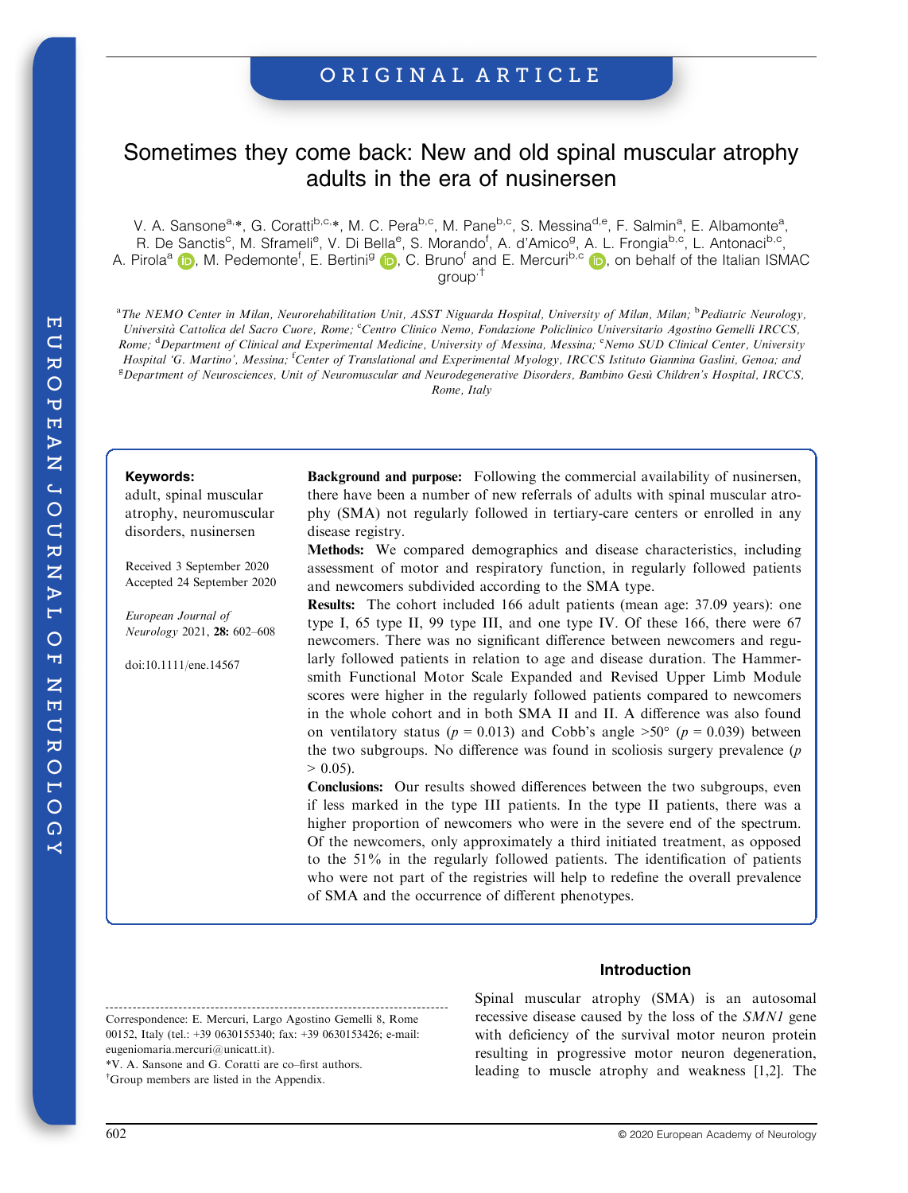ORIGINAL ARTICLE

# Sometimes they come back: New and old spinal muscular atrophy adults in the era of nusinersen

V. A. Sansone[a,*], G. Coratti[b,c,*], M. C. Pera[b,c], M. Pane[b,c], S. Messina[d,e], F. Salmin[a], E. Albamonte[a], R. De Sanctis[c], M. Sframeli[e], V. Di Bella[e], S. Morando[f], A. d'Amico[g], A. L. Frongia[b,c], L. Antonaci[b,c], A. Pirola[a], M. Pedemonte[f], E. Bertini[g], C. Bruno[f] and E. Mercuri[b,c], on behalf of the Italian ISMAC group[†]

[a]*The NEMO Center in Milan, Neurorehabilitation Unit, ASST Niguarda Hospital, University of Milan, Milan;* [b]*Pediatric Neurology, Università Cattolica del Sacro Cuore, Rome;* [c]*Centro Clinico Nemo, Fondazione Policlinico Universitario Agostino Gemelli IRCCS, Rome;* [d]*Department of Clinical and Experimental Medicine, University of Messina, Messina;* [e]*Nemo SUD Clinical Center, University Hospital 'G. Martino', Messina;* [f]*Center of Translational and Experimental Myology, IRCCS Istituto Giannina Gaslini, Genoa; and* [g]*Department of Neurosciences, Unit of Neuromuscular and Neurodegenerative Disorders, Bambino Gesù Children's Hospital, IRCCS, Rome, Italy*

**Keywords:**
adult, spinal muscular atrophy, neuromuscular disorders, nusinersen

Received 3 September 2020
Accepted 24 September 2020

*European Journal of Neurology* 2021, **28:** 602–608

doi:10.1111/ene.14567

**Background and purpose:** Following the commercial availability of nusinersen, there have been a number of new referrals of adults with spinal muscular atrophy (SMA) not regularly followed in tertiary-care centers or enrolled in any disease registry.

**Methods:** We compared demographics and disease characteristics, including assessment of motor and respiratory function, in regularly followed patients and newcomers subdivided according to the SMA type.

**Results:** The cohort included 166 adult patients (mean age: 37.09 years): one type I, 65 type II, 99 type III, and one type IV. Of these 166, there were 67 newcomers. There was no significant difference between newcomers and regularly followed patients in relation to age and disease duration. The Hammersmith Functional Motor Scale Expanded and Revised Upper Limb Module scores were higher in the regularly followed patients compared to newcomers in the whole cohort and in both SMA II and II. A difference was also found on ventilatory status ($p = 0.013$) and Cobb's angle >50° ($p = 0.039$) between the two subgroups. No difference was found in scoliosis surgery prevalence ($p > 0.05$).

**Conclusions:** Our results showed differences between the two subgroups, even if less marked in the type III patients. In the type II patients, there was a higher proportion of newcomers who were in the severe end of the spectrum. Of the newcomers, only approximately a third initiated treatment, as opposed to the 51% in the regularly followed patients. The identification of patients who were not part of the registries will help to redefine the overall prevalence of SMA and the occurrence of different phenotypes.

Correspondence: E. Mercuri, Largo Agostino Gemelli 8, Rome 00152, Italy (tel.: +39 0630155340; fax: +39 0630153426; e-mail: eugeniomaria.mercuri@unicatt.it).
*V. A. Sansone and G. Coratti are co–first authors.
[†]Group members are listed in the Appendix.

## Introduction

Spinal muscular atrophy (SMA) is an autosomal recessive disease caused by the loss of the *SMN1* gene with deficiency of the survival motor neuron protein resulting in progressive motor neuron degeneration, leading to muscle atrophy and weakness [1,2]. The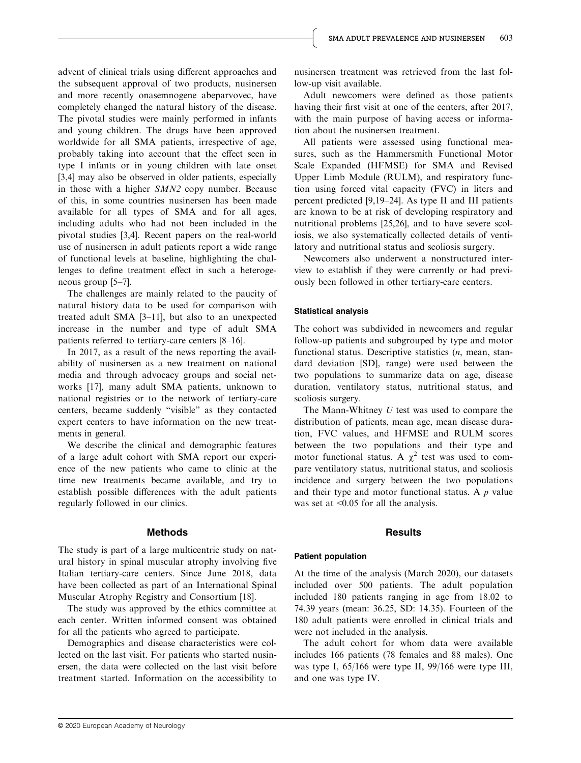advent of clinical trials using different approaches and the subsequent approval of two products, nusinersen and more recently onasemnogene abeparvovec, have completely changed the natural history of the disease. The pivotal studies were mainly performed in infants and young children. The drugs have been approved worldwide for all SMA patients, irrespective of age, probably taking into account that the effect seen in type I infants or in young children with late onset [3,4] may also be observed in older patients, especially in those with a higher *SMN2* copy number. Because of this, in some countries nusinersen has been made available for all types of SMA and for all ages, including adults who had not been included in the pivotal studies [3,4]. Recent papers on the real-world use of nusinersen in adult patients report a wide range of functional levels at baseline, highlighting the challenges to define treatment effect in such a heterogeneous group [5–7].

The challenges are mainly related to the paucity of natural history data to be used for comparison with treated adult SMA [3–11], but also to an unexpected increase in the number and type of adult SMA patients referred to tertiary-care centers [8–16].

In 2017, as a result of the news reporting the availability of nusinersen as a new treatment on national media and through advocacy groups and social networks [17], many adult SMA patients, unknown to national registries or to the network of tertiary-care centers, became suddenly "visible" as they contacted expert centers to have information on the new treatments in general.

We describe the clinical and demographic features of a large adult cohort with SMA report our experience of the new patients who came to clinic at the time new treatments became available, and try to establish possible differences with the adult patients regularly followed in our clinics.

## Methods

The study is part of a large multicentric study on natural history in spinal muscular atrophy involving five Italian tertiary-care centers. Since June 2018, data have been collected as part of an International Spinal Muscular Atrophy Registry and Consortium [18].

The study was approved by the ethics committee at each center. Written informed consent was obtained for all the patients who agreed to participate.

Demographics and disease characteristics were collected on the last visit. For patients who started nusinersen, the data were collected on the last visit before treatment started. Information on the accessibility to nusinersen treatment was retrieved from the last follow-up visit available.

Adult newcomers were defined as those patients having their first visit at one of the centers, after 2017, with the main purpose of having access or information about the nusinersen treatment.

All patients were assessed using functional measures, such as the Hammersmith Functional Motor Scale Expanded (HFMSE) for SMA and Revised Upper Limb Module (RULM), and respiratory function using forced vital capacity (FVC) in liters and percent predicted [9,19–24]. As type II and III patients are known to be at risk of developing respiratory and nutritional problems [25,26], and to have severe scoliosis, we also systematically collected details of ventilatory and nutritional status and scoliosis surgery.

Newcomers also underwent a nonstructured interview to establish if they were currently or had previously been followed in other tertiary-care centers.

### Statistical analysis

The cohort was subdivided in newcomers and regular follow-up patients and subgrouped by type and motor functional status. Descriptive statistics (*n*, mean, standard deviation [SD], range) were used between the two populations to summarize data on age, disease duration, ventilatory status, nutritional status, and scoliosis surgery.

The Mann-Whitney *U* test was used to compare the distribution of patients, mean age, mean disease duration, FVC values, and HFMSE and RULM scores between the two populations and their type and motor functional status. A $\chi^2$ test was used to compare ventilatory status, nutritional status, and scoliosis incidence and surgery between the two populations and their type and motor functional status. A *p* value was set at $<0.05$ for all the analysis.

## Results

### Patient population

At the time of the analysis (March 2020), our datasets included over 500 patients. The adult population included 180 patients ranging in age from 18.02 to 74.39 years (mean: 36.25, SD: 14.35). Fourteen of the 180 adult patients were enrolled in clinical trials and were not included in the analysis.

The adult cohort for whom data were available includes 166 patients (78 females and 88 males). One was type I, 65/166 were type II, 99/166 were type III, and one was type IV.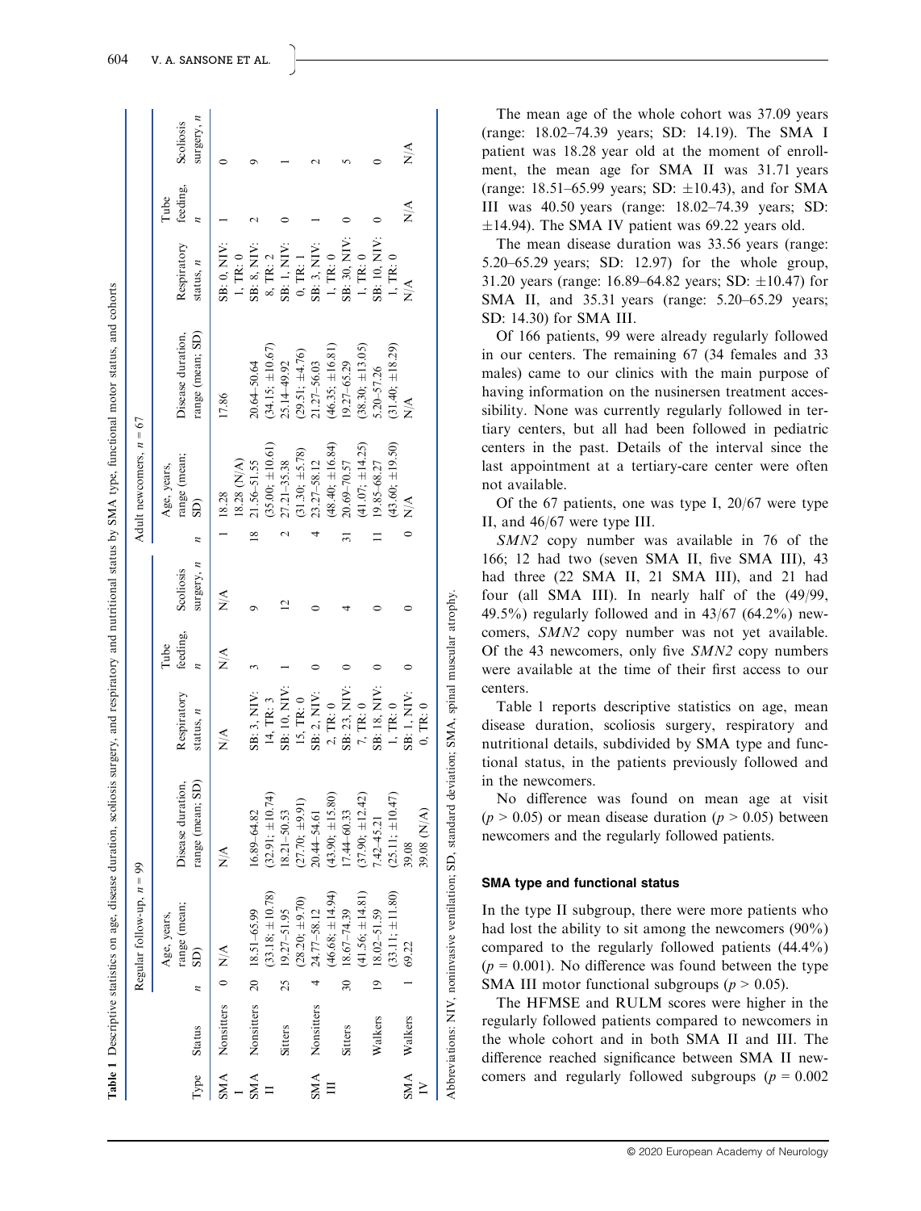**Table 1** Descriptive statistics on age, disease duration, scoliosis surgery, and respiratory and nutritional status by SMA type, functional motor status, and cohorts

| Type | Status | Regular follow-up, n = 99 | | | | | | Adult newcomers, n = 67 | | | | | |
|---|---|---|---|---|---|---|---|---|---|---|---|---|---|
| | | n | Age, years, range (mean; SD) | Disease duration, range (mean; SD) | Respiratory status, n | Tube feeding, n | Scoliosis surgery, n | n | Age, years, range (mean; SD) | Disease duration, range (mean; SD) | Respiratory status, n | Tube feeding, n | Scoliosis surgery, n |
| SMA I | Nonsitters | 0 | N/A | N/A | N/A | N/A | N/A | 1 | 18.28<br>18.28 (N/A) | 17.86 | SB: 0, NIV: 1, TR: 0 | 1 | 0 |
| SMA II | Nonsitters | 20 | 18.51–65.99<br>(33.18; ±10.78) | 16.89–64.82<br>(32.91; ±10.74) | SB: 3, NIV: 14, TR: 3 | 3 | 9 | 18 | 21.56–51.55<br>(35.00; ±10.61) | 20.64–50.64<br>(34.15; ±10.67) | SB: 8, NIV: 8, TR: 2 | 2 | 9 |
| | Sitters | 25 | 19.27–51.95<br>(28.20; ±9.70) | 18.21–50.53<br>(27.70; ±9.91) | SB: 10, NIV: 15, TR: 0 | 1 | 12 | 2 | 27.21–35.38<br>(31.30; ±5.78) | 25.14–49.92<br>(29.51; ±4.76) | SB: 1, NIV: 0, TR: 1 | 0 | 1 |
| SMA III | Nonsitters | 4 | 24.77–58.12<br>(46.68; ±14.94) | 20.44–54.61<br>(43.90; ±15.80) | SB: 2, NIV: 2, TR: 0 | 0 | 0 | 4 | 23.27–58.12<br>(48.40; ±16.84) | 21.27–56.03<br>(46.35; ±16.81) | SB: 3, NIV: 1, TR: 0 | 1 | 2 |
| | Sitters | 30 | 18.67–74.39<br>(41.56; ±14.81) | 17.44–60.33<br>(37.90; ±12.42) | SB: 23, NIV: 7, TR: 0 | 0 | 4 | 31 | 20.69–70.57<br>(41.07; ±14.25) | 19.27–65.29<br>(38.30; ±13.05) | SB: 30, NIV: 1, TR: 0 | 0 | 5 |
| | Walkers | 19 | 18.02–51.59<br>(33.11; ±11.80) | 7.42–45.21<br>(25.11; ±10.47) | SB: 18, NIV: 1, TR: 0 | 0 | 0 | 11 | 19.85–68.27<br>(43.60; ±19.50) | 5.20–57.26<br>(31.40; ±18.29) | SB: 10, NIV: 1, TR: 0 | 0 | 0 |
| SMA IV | Walkers | 1 | 69.22 | 39.08<br>39.08 (N/A) | SB: 1, NIV: 0, TR: 0 | 0 | 0 | 0 | N/A | N/A | N/A | N/A | N/A |

Abbreviations: NIV, noninvasive ventilation; SD, standard deviation; SMA, spinal muscular atrophy.

The mean age of the whole cohort was 37.09 years (range: 18.02–74.39 years; SD: 14.19). The SMA I patient was 18.28 year old at the moment of enrollment, the mean age for SMA II was 31.71 years (range: 18.51–65.99 years; SD: ±10.43), and for SMA III was 40.50 years (range: 18.02–74.39 years; SD: ±14.94). The SMA IV patient was 69.22 years old.

The mean disease duration was 33.56 years (range: 5.20–65.29 years; SD: 12.97) for the whole group, 31.20 years (range: 16.89–64.82 years; SD: ±10.47) for SMA II, and 35.31 years (range: 5.20–65.29 years; SD: 14.30) for SMA III.

Of 166 patients, 99 were already regularly followed in our centers. The remaining 67 (34 females and 33 males) came to our clinics with the main purpose of having information on the nusinersen treatment accessibility. None was currently regularly followed in tertiary centers, but all had been followed in pediatric centers in the past. Details of the interval since the last appointment at a tertiary-care center were often not available.

Of the 67 patients, one was type I, 20/67 were type II, and 46/67 were type III.

*SMN2* copy number was available in 76 of the 166; 12 had two (seven SMA II, five SMA III), 43 had three (22 SMA II, 21 SMA III), and 21 had four (all SMA III). In nearly half of the (49/99, 49.5%) regularly followed and in 43/67 (64.2%) newcomers, *SMN2* copy number was not yet available. Of the 43 newcomers, only five *SMN2* copy numbers were available at the time of their first access to our centers.

Table 1 reports descriptive statistics on age, mean disease duration, scoliosis surgery, respiratory and nutritional details, subdivided by SMA type and functional status, in the patients previously followed and in the newcomers.

No difference was found on mean age at visit ($p > 0.05$) or mean disease duration ($p > 0.05$) between newcomers and the regularly followed patients.

## SMA type and functional status

In the type II subgroup, there were more patients who had lost the ability to sit among the newcomers (90%) compared to the regularly followed patients (44.4%) ($p = 0.001$). No difference was found between the type SMA III motor functional subgroups ($p > 0.05$).

The HFMSE and RULM scores were higher in the regularly followed patients compared to newcomers in the whole cohort and in both SMA II and III. The difference reached significance between SMA II newcomers and regularly followed subgroups ($p = 0.002$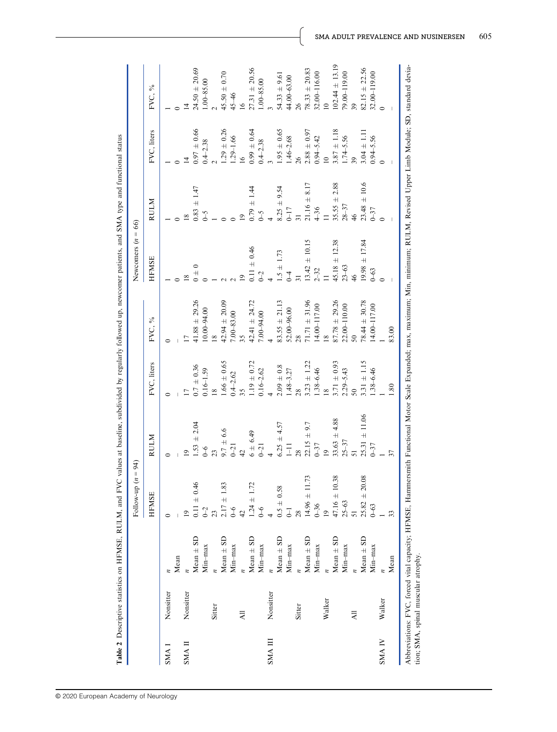**Table 2** Descriptive statistics on HFMSE, RULM, and FVC values at baseline, subdivided by regularly followed up, newcomer patients, and SMA type and functional status

| | | | Follow-up ($n$ = 94) | | | | Newcomers ($n$ = 66) | | | |
|---|---|---|---|---|---|---|---|---|---|---|
| | | | HFMSE | RULM | FVC, liters | FVC, % | HFMSE | RULM | FVC, liters | FVC, % |
| SMA I | Nonsitter | $n$ | 0 | 0 | 0 | 0 | 1 | 1 | 1 | 1 |
| | | Mean | – | – | – | – | 0 | 0 | 0 | 0 |
| SMA II | Nonsitter | $n$ | 19 | 19 | 17 | 17 | 18 | 18 | 14 | 14 |
| | | Mean ± SD | 0.11 ± 0.46 | 1.53 ± 2.04 | 0.7 ± 0.36 | 41.88 ± 29.26 | 0 ± 0 | 0.83 ± 1.47 | 0.97 ± 0.66 | 24.50 ± 20.69 |
| | | Min–max | 0–2 | 0–6 | 0.16–1.59 | 10.00–94.00 | 0 | 0–5 | 0.4–2.38 | 1.00–85.00 |
| | Sitter | $n$ | 23 | 23 | 18 | 18 | 1 | 1 | 2 | 2 |
| | | Mean ± SD | 2.17 ± 1.83 | 9.7 ± 6.6 | 1.66 ± 0.65 | 42.94 ± 20.09 | 2 | 0 | 1.29 ± 0.26 | 45.50 ± 0.70 |
| | | Min–max | 0–6 | 0–21 | 0.4–2.62 | 7.00–83.00 | 2 | 0 | 1.29–1.66 | 45–46 |
| | All | $n$ | 42 | 42 | 35 | 35 | 19 | 19 | 16 | 16 |
| | | Mean ± SD | 1.24 ± 1.72 | 6 ± 6.49 | 1.19 ± 0.72 | 42.41 ± 24.72 | 0.11 ± 0.46 | 0.79 ± 1.44 | 0.99 ± 0.64 | 27.31 ± 20.56 |
| | | Min–max | 0–6 | 0–21 | 0.16–2.62 | 7.00–94.00 | 0–2 | 0–5 | 0.4–2.38 | 1.00–85.00 |
| SMA III | Nonsitter | $n$ | 4 | 4 | 4 | 4 | 4 | 4 | 3 | 3 |
| | | Mean ± SD | 0.5 ± 0.58 | 6.25 ± 4.57 | 2.09 ± 0.8 | 83.55 ± 21.13 | 1.5 ± 1.73 | 8.25 ± 9.54 | 1.95 ± 0.65 | 54.33 ± 9.61 |
| | | Min–max | 0–1 | 1–11 | 1.48–3.27 | 52.00–96.00 | 0–4 | 0–17 | 1.46–2.68 | 44.00–63.00 |
| | Sitter | $n$ | 28 | 28 | 28 | 28 | 31 | 31 | 26 | 26 |
| | | Mean ± SD | 14.96 ± 11.73 | 22.15 ± 9.7 | 3.23 ± 1.22 | 71.71 ± 31.96 | 13.42 ± 10.15 | 21.16 ± 8.17 | 2.88 ± 0.97 | 78.33 ± 20.83 |
| | | Min–max | 0–36 | 0–37 | 1.38–6.46 | 14.00–117.00 | 2–32 | 4–36 | 0.94–5.42 | 32.00–116.00 |
| | Walker | $n$ | 19 | 19 | 18 | 18 | 11 | 11 | 10 | 10 |
| | | Mean ± SD | 47.16 ± 10.38 | 33.63 ± 4.88 | 3.71 ± 0.93 | 87.78 ± 29.26 | 45.18 ± 12.38 | 35.55 ± 2.88 | 3.87 ± 1.18 | 102.44 ± 13.19 |
| | | Min–max | 25–63 | 25–37 | 2.29–5.43 | 22.00–110.00 | 23–63 | 28–37 | 1.74–5.56 | 79.00–119.00 |
| | All | $n$ | 51 | 51 | 50 | 50 | 46 | 46 | 39 | 39 |
| | | Mean ± SD | 25.82 ± 20.08 | 25.31 ± 11.06 | 3.31 ± 1.15 | 78.44 ± 30.78 | 19.98 ± 17.84 | 23.48 ± 10.6 | 3.04 ± 1.11 | 82.15 ± 22.56 |
| | | Min–max | 0–63 | 0–37 | 1.38–6.46 | 14.00–117.00 | 0–63 | 0–37 | 0.94–5.56 | 32.00–119.00 |
| SMA IV | Walker | $n$ | 1 | 1 | 1 | 1 | 0 | 0 | 0 | 0 |
| | | Mean | 33 | 37 | 1.80 | 83.00 | – | – | – | – |

Abbreviations: FVC, forced vital capacity; HFMSE, Hammersmith Functional Motor Scale Expanded; max, maximum; Min, minimum; RULM, Revised Upper Limb Module; SD, standard deviation; SMA, spinal muscular atrophy.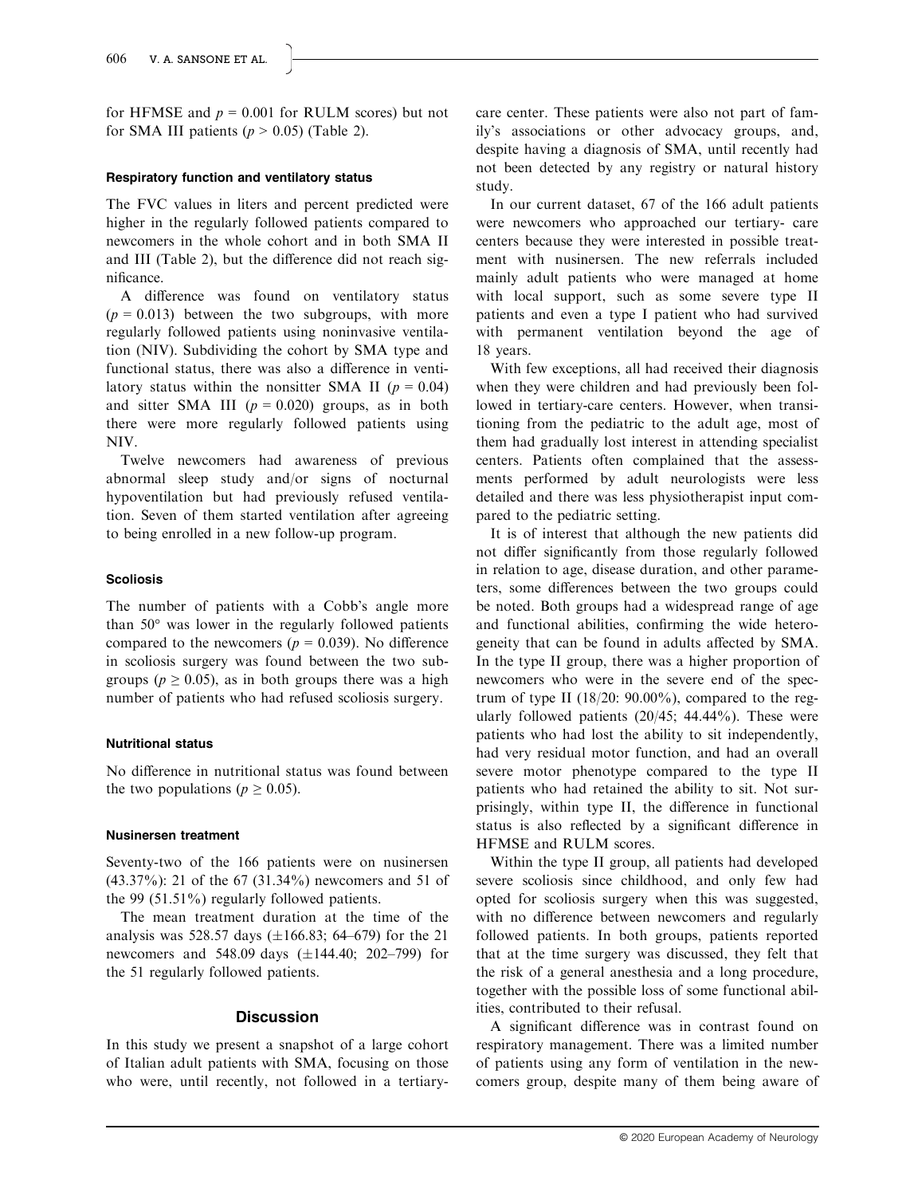for HFMSE and $p = 0.001$ for RULM scores) but not for SMA III patients ($p > 0.05$) (Table 2).

#### Respiratory function and ventilatory status

The FVC values in liters and percent predicted were higher in the regularly followed patients compared to newcomers in the whole cohort and in both SMA II and III (Table 2), but the difference did not reach significance.

A difference was found on ventilatory status ($p = 0.013$) between the two subgroups, with more regularly followed patients using noninvasive ventilation (NIV). Subdividing the cohort by SMA type and functional status, there was also a difference in ventilatory status within the nonsitter SMA II ($p = 0.04$) and sitter SMA III ($p = 0.020$) groups, as in both there were more regularly followed patients using NIV.

Twelve newcomers had awareness of previous abnormal sleep study and/or signs of nocturnal hypoventilation but had previously refused ventilation. Seven of them started ventilation after agreeing to being enrolled in a new follow-up program.

#### Scoliosis

The number of patients with a Cobb's angle more than 50° was lower in the regularly followed patients compared to the newcomers ($p = 0.039$). No difference in scoliosis surgery was found between the two subgroups ($p \geq 0.05$), as in both groups there was a high number of patients who had refused scoliosis surgery.

#### Nutritional status

No difference in nutritional status was found between the two populations ($p \geq 0.05$).

#### Nusinersen treatment

Seventy-two of the 166 patients were on nusinersen (43.37%): 21 of the 67 (31.34%) newcomers and 51 of the 99 (51.51%) regularly followed patients.

The mean treatment duration at the time of the analysis was 528.57 days (±166.83; 64–679) for the 21 newcomers and 548.09 days (±144.40; 202–799) for the 51 regularly followed patients.

## Discussion

In this study we present a snapshot of a large cohort of Italian adult patients with SMA, focusing on those who were, until recently, not followed in a tertiary-care center. These patients were also not part of family's associations or other advocacy groups, and, despite having a diagnosis of SMA, until recently had not been detected by any registry or natural history study.

In our current dataset, 67 of the 166 adult patients were newcomers who approached our tertiary- care centers because they were interested in possible treatment with nusinersen. The new referrals included mainly adult patients who were managed at home with local support, such as some severe type II patients and even a type I patient who had survived with permanent ventilation beyond the age of 18 years.

With few exceptions, all had received their diagnosis when they were children and had previously been followed in tertiary-care centers. However, when transitioning from the pediatric to the adult age, most of them had gradually lost interest in attending specialist centers. Patients often complained that the assessments performed by adult neurologists were less detailed and there was less physiotherapist input compared to the pediatric setting.

It is of interest that although the new patients did not differ significantly from those regularly followed in relation to age, disease duration, and other parameters, some differences between the two groups could be noted. Both groups had a widespread range of age and functional abilities, confirming the wide heterogeneity that can be found in adults affected by SMA. In the type II group, there was a higher proportion of newcomers who were in the severe end of the spectrum of type II (18/20: 90.00%), compared to the regularly followed patients (20/45; 44.44%). These were patients who had lost the ability to sit independently, had very residual motor function, and had an overall severe motor phenotype compared to the type II patients who had retained the ability to sit. Not surprisingly, within type II, the difference in functional status is also reflected by a significant difference in HFMSE and RULM scores.

Within the type II group, all patients had developed severe scoliosis since childhood, and only few had opted for scoliosis surgery when this was suggested, with no difference between newcomers and regularly followed patients. In both groups, patients reported that at the time surgery was discussed, they felt that the risk of a general anesthesia and a long procedure, together with the possible loss of some functional abilities, contributed to their refusal.

A significant difference was in contrast found on respiratory management. There was a limited number of patients using any form of ventilation in the newcomers group, despite many of them being aware of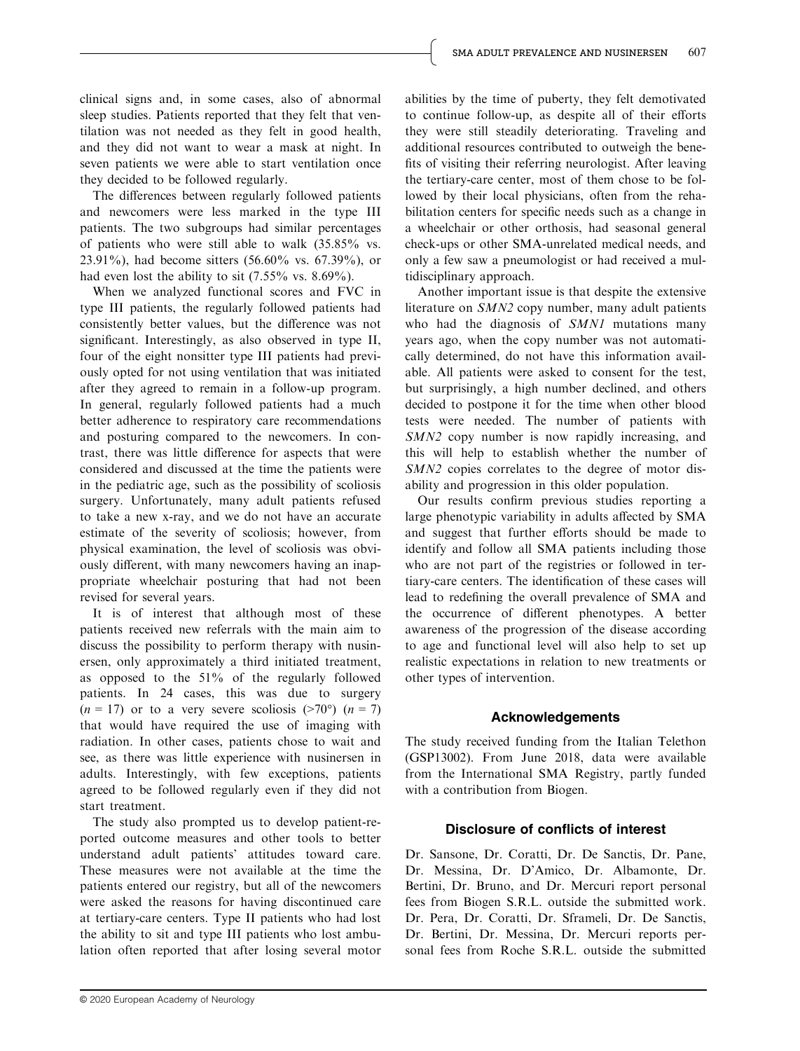clinical signs and, in some cases, also of abnormal sleep studies. Patients reported that they felt that ventilation was not needed as they felt in good health, and they did not want to wear a mask at night. In seven patients we were able to start ventilation once they decided to be followed regularly.

The differences between regularly followed patients and newcomers were less marked in the type III patients. The two subgroups had similar percentages of patients who were still able to walk (35.85% vs. 23.91%), had become sitters (56.60% vs. 67.39%), or had even lost the ability to sit (7.55% vs. 8.69%).

When we analyzed functional scores and FVC in type III patients, the regularly followed patients had consistently better values, but the difference was not significant. Interestingly, as also observed in type II, four of the eight nonsitter type III patients had previously opted for not using ventilation that was initiated after they agreed to remain in a follow-up program. In general, regularly followed patients had a much better adherence to respiratory care recommendations and posturing compared to the newcomers. In contrast, there was little difference for aspects that were considered and discussed at the time the patients were in the pediatric age, such as the possibility of scoliosis surgery. Unfortunately, many adult patients refused to take a new x-ray, and we do not have an accurate estimate of the severity of scoliosis; however, from physical examination, the level of scoliosis was obviously different, with many newcomers having an inappropriate wheelchair posturing that had not been revised for several years.

It is of interest that although most of these patients received new referrals with the main aim to discuss the possibility to perform therapy with nusinersen, only approximately a third initiated treatment, as opposed to the 51% of the regularly followed patients. In 24 cases, this was due to surgery ($n = 17$) or to a very severe scoliosis (>70°) ($n = 7$) that would have required the use of imaging with radiation. In other cases, patients chose to wait and see, as there was little experience with nusinersen in adults. Interestingly, with few exceptions, patients agreed to be followed regularly even if they did not start treatment.

The study also prompted us to develop patient-reported outcome measures and other tools to better understand adult patients' attitudes toward care. These measures were not available at the time the patients entered our registry, but all of the newcomers were asked the reasons for having discontinued care at tertiary-care centers. Type II patients who had lost the ability to sit and type III patients who lost ambulation often reported that after losing several motor abilities by the time of puberty, they felt demotivated to continue follow-up, as despite all of their efforts they were still steadily deteriorating. Traveling and additional resources contributed to outweigh the benefits of visiting their referring neurologist. After leaving the tertiary-care center, most of them chose to be followed by their local physicians, often from the rehabilitation centers for specific needs such as a change in a wheelchair or other orthosis, had seasonal general check-ups or other SMA-unrelated medical needs, and only a few saw a pneumologist or had received a multidisciplinary approach.

Another important issue is that despite the extensive literature on *SMN2* copy number, many adult patients who had the diagnosis of *SMN1* mutations many years ago, when the copy number was not automatically determined, do not have this information available. All patients were asked to consent for the test, but surprisingly, a high number declined, and others decided to postpone it for the time when other blood tests were needed. The number of patients with *SMN2* copy number is now rapidly increasing, and this will help to establish whether the number of *SMN2* copies correlates to the degree of motor disability and progression in this older population.

Our results confirm previous studies reporting a large phenotypic variability in adults affected by SMA and suggest that further efforts should be made to identify and follow all SMA patients including those who are not part of the registries or followed in tertiary-care centers. The identification of these cases will lead to redefining the overall prevalence of SMA and the occurrence of different phenotypes. A better awareness of the progression of the disease according to age and functional level will also help to set up realistic expectations in relation to new treatments or other types of intervention.

## Acknowledgements

The study received funding from the Italian Telethon (GSP13002). From June 2018, data were available from the International SMA Registry, partly funded with a contribution from Biogen.

## Disclosure of conflicts of interest

Dr. Sansone, Dr. Coratti, Dr. De Sanctis, Dr. Pane, Dr. Messina, Dr. D'Amico, Dr. Albamonte, Dr. Bertini, Dr. Bruno, and Dr. Mercuri report personal fees from Biogen S.R.L. outside the submitted work. Dr. Pera, Dr. Coratti, Dr. Sframeli, Dr. De Sanctis, Dr. Bertini, Dr. Messina, Dr. Mercuri reports personal fees from Roche S.R.L. outside the submitted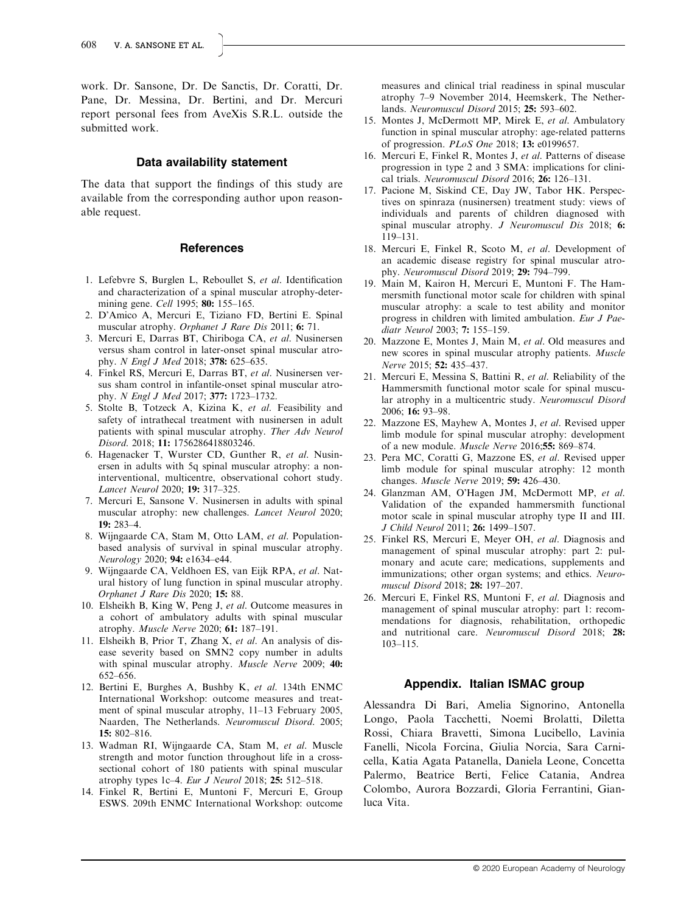work. Dr. Sansone, Dr. De Sanctis, Dr. Coratti, Dr. Pane, Dr. Messina, Dr. Bertini, and Dr. Mercuri report personal fees from AveXis S.R.L. outside the submitted work.

## Data availability statement

The data that support the findings of this study are available from the corresponding author upon reasonable request.

## References

1. Lefebvre S, Burglen L, Reboullet S, *et al*. Identification and characterization of a spinal muscular atrophy-determining gene. *Cell* 1995; **80:** 155–165.
2. D'Amico A, Mercuri E, Tiziano FD, Bertini E. Spinal muscular atrophy. *Orphanet J Rare Dis* 2011; **6:** 71.
3. Mercuri E, Darras BT, Chiriboga CA, *et al*. Nusinersen versus sham control in later-onset spinal muscular atrophy. *N Engl J Med* 2018; **378:** 625–635.
4. Finkel RS, Mercuri E, Darras BT, *et al*. Nusinersen versus sham control in infantile-onset spinal muscular atrophy. *N Engl J Med* 2017; **377:** 1723–1732.
5. Stolte B, Totzeck A, Kizina K, *et al*. Feasibility and safety of intrathecal treatment with nusinersen in adult patients with spinal muscular atrophy. *Ther Adv Neurol Disord*. 2018; **11:** 1756286418803246.
6. Hagenacker T, Wurster CD, Gunther R, *et al*. Nusinersen in adults with 5q spinal muscular atrophy: a non-interventional, multicentre, observational cohort study. *Lancet Neurol* 2020; **19:** 317–325.
7. Mercuri E, Sansone V. Nusinersen in adults with spinal muscular atrophy: new challenges. *Lancet Neurol* 2020; **19:** 283–4.
8. Wijngaarde CA, Stam M, Otto LAM, *et al*. Population-based analysis of survival in spinal muscular atrophy. *Neurology* 2020; **94:** e1634–e44.
9. Wijngaarde CA, Veldhoen ES, van Eijk RPA, *et al*. Natural history of lung function in spinal muscular atrophy. *Orphanet J Rare Dis* 2020; **15:** 88.
10. Elsheikh B, King W, Peng J, *et al*. Outcome measures in a cohort of ambulatory adults with spinal muscular atrophy. *Muscle Nerve* 2020; **61:** 187–191.
11. Elsheikh B, Prior T, Zhang X, *et al*. An analysis of disease severity based on SMN2 copy number in adults with spinal muscular atrophy. *Muscle Nerve* 2009; **40:** 652–656.
12. Bertini E, Burghes A, Bushby K, *et al*. 134th ENMC International Workshop: outcome measures and treatment of spinal muscular atrophy, 11–13 February 2005, Naarden, The Netherlands. *Neuromuscul Disord*. 2005; **15:** 802–816.
13. Wadman RI, Wijngaarde CA, Stam M, *et al*. Muscle strength and motor function throughout life in a cross-sectional cohort of 180 patients with spinal muscular atrophy types 1c–4. *Eur J Neurol* 2018; **25:** 512–518.
14. Finkel R, Bertini E, Muntoni F, Mercuri E, Group ESWS. 209th ENMC International Workshop: outcome measures and clinical trial readiness in spinal muscular atrophy 7–9 November 2014, Heemskerk, The Netherlands. *Neuromuscul Disord* 2015; **25:** 593–602.
15. Montes J, McDermott MP, Mirek E, *et al*. Ambulatory function in spinal muscular atrophy: age-related patterns of progression. *PLoS One* 2018; **13:** e0199657.
16. Mercuri E, Finkel R, Montes J, *et al*. Patterns of disease progression in type 2 and 3 SMA: implications for clinical trials. *Neuromuscul Disord* 2016; **26:** 126–131.
17. Pacione M, Siskind CE, Day JW, Tabor HK. Perspectives on spinraza (nusinersen) treatment study: views of individuals and parents of children diagnosed with spinal muscular atrophy. *J Neuromuscul Dis* 2018; **6:** 119–131.
18. Mercuri E, Finkel R, Scoto M, *et al*. Development of an academic disease registry for spinal muscular atrophy. *Neuromuscul Disord* 2019; **29:** 794–799.
19. Main M, Kairon H, Mercuri E, Muntoni F. The Hammersmith functional motor scale for children with spinal muscular atrophy: a scale to test ability and monitor progress in children with limited ambulation. *Eur J Paediatr Neurol* 2003; **7:** 155–159.
20. Mazzone E, Montes J, Main M, *et al*. Old measures and new scores in spinal muscular atrophy patients. *Muscle Nerve* 2015; **52:** 435–437.
21. Mercuri E, Messina S, Battini R, *et al*. Reliability of the Hammersmith functional motor scale for spinal muscular atrophy in a multicentric study. *Neuromuscul Disord* 2006; **16:** 93–98.
22. Mazzone ES, Mayhew A, Montes J, *et al*. Revised upper limb module for spinal muscular atrophy: development of a new module. *Muscle Nerve* 2016;**55:** 869–874.
23. Pera MC, Coratti G, Mazzone ES, *et al*. Revised upper limb module for spinal muscular atrophy: 12 month changes. *Muscle Nerve* 2019; **59:** 426–430.
24. Glanzman AM, O'Hagen JM, McDermott MP, *et al*. Validation of the expanded hammersmith functional motor scale in spinal muscular atrophy type II and III. *J Child Neurol* 2011; **26:** 1499–1507.
25. Finkel RS, Mercuri E, Meyer OH, *et al*. Diagnosis and management of spinal muscular atrophy: part 2: pulmonary and acute care; medications, supplements and immunizations; other organ systems; and ethics. *Neuromuscul Disord* 2018; **28:** 197–207.
26. Mercuri E, Finkel RS, Muntoni F, *et al*. Diagnosis and management of spinal muscular atrophy: part 1: recommendations for diagnosis, rehabilitation, orthopedic and nutritional care. *Neuromuscul Disord* 2018; **28:** 103–115.

## Appendix. Italian ISMAC group

Alessandra Di Bari, Amelia Signorino, Antonella Longo, Paola Tacchetti, Noemi Brolatti, Diletta Rossi, Chiara Bravetti, Simona Lucibello, Lavinia Fanelli, Nicola Forcina, Giulia Norcia, Sara Carnicella, Katia Agata Patanella, Daniela Leone, Concetta Palermo, Beatrice Berti, Felice Catania, Andrea Colombo, Aurora Bozzardi, Gloria Ferrantini, Gianluca Vita.